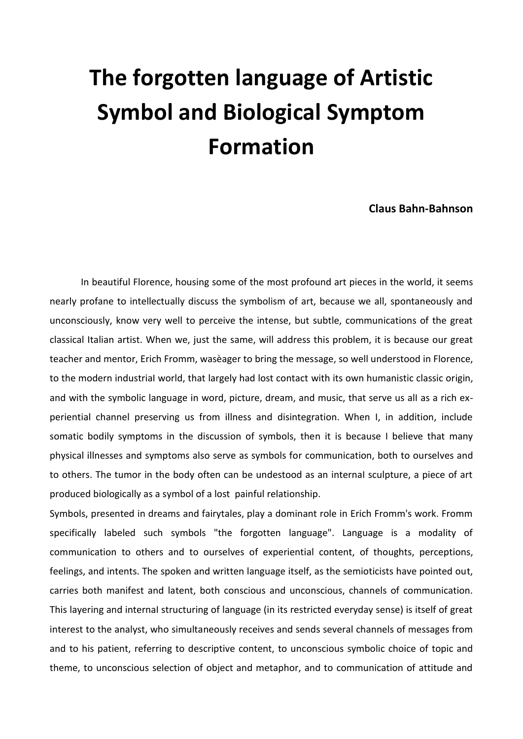# The forgotten language of Artistic Symbol and Biological Symptom Formation

**Claus Bahn-Bahnson**

In beautiful Florence, housing some of the most profound art pieces in the world, it seems nearly profane to intellectually discuss the symbolism of art, because we all, spontaneously and unconsciously, know very well to perceive the intense, but subtle, communications of the great classical Italian artist. When we, just the same, will address this problem, it is because our great teacher and mentor, Erich Fromm, wasèager to bring the message, so well understood in Florence, to the modern industrial world, that largely had lost contact with its own humanistic classic origin, and with the symbolic language in word, picture, dream, and music, that serve us all as a rich experiential channel preserving us from illness and disintegration. When I, in addition, include somatic bodily symptoms in the discussion of symbols, then it is because I believe that many physical illnesses and symptoms also serve as symbols for communication, both to ourselves and to others. The tumor in the body often can be undestood as an internal sculpture, a piece of art produced biologically as a symbol of a lost painful relationship.

Symbols, presented in dreams and fairytales, play a dominant role in Erich Fromm's work. Fromm specifically labeled such symbols "the forgotten language". Language is a modality of communication to others and to ourselves of experiential content, of thoughts, perceptions, feelings, and intents. The spoken and written language itself, as the semioticists have pointed out, carries both manifest and latent, both conscious and unconscious, channels of communication. This layering and internal structuring of language (in its restricted everyday sense) is itself of great interest to the analyst, who simultaneously receives and sends several channels of messages from and to his patient, referring to descriptive content, to unconscious symbolic choice of topic and theme, to unconscious selection of object and metaphor, and to communication of attitude and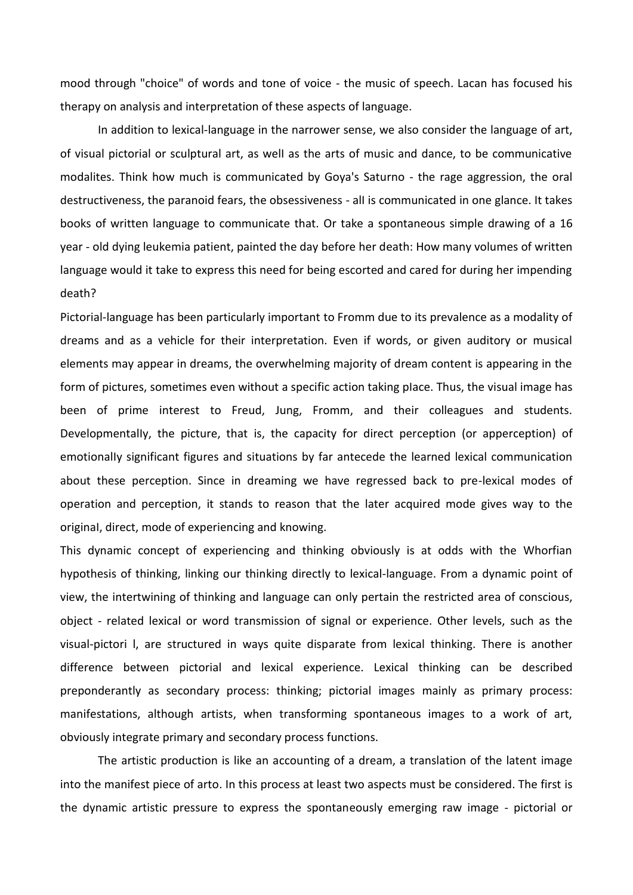mood through "choice" of words and tone of voice - the music of speech. Lacan has focused his therapy on analysis and interpretation of these aspects of language.

In addition to lexical-language in the narrower sense, we also consider the language of art, of visual pictorial or sculptural art, as well as the arts of music and dance, to be communicative modalites. Think how much is communicated by Goya's Saturno - the rage aggression, the oral destructiveness, the paranoid fears, the obsessiveness - all is communicated in one glance. It takes books of written language to communicate that. Or take a spontaneous simple drawing of a 16 year - old dying leukemia patient, painted the day before her death: How many volumes of written language would it take to express this need for being escorted and cared for during her impending death?

Pictorial-language has been particularly important to Fromm due to its prevalence as a modality of dreams and as a vehicle for their interpretation. Even if words, or given auditory or musical elements may appear in dreams, the overwhelming majority of dream content is appearing in the form of pictures, sometimes even without a specific action taking place. Thus, the visual image has been of prime interest to Freud, Jung, Fromm, and their colleagues and students. Developmentally, the picture, that is, the capacity for direct perception (or apperception) of emotionally significant figures and situations by far antecede the learned lexical communication about these perception. Since in dreaming we have regressed back to pre-lexical modes of operation and perception, it stands to reason that the later acquired mode gives way to the original, direct, mode of experiencing and knowing.

This dynamic concept of experiencing and thinking obviously is at odds with the Whorfian hypothesis of thinking, linking our thinking directly to lexical-language. From a dynamic point of view, the intertwining of thinking and language can only pertain the restricted area of conscious, object - related lexical or word transmission of signal or experience. Other levels, such as the visual-pictori l, are structured in ways quite disparate from lexical thinking. There is another difference between pictorial and lexical experience. Lexical thinking can be described preponderantly as secondary process: thinking; pictorial images mainly as primary process: manifestations, although artists, when transforming spontaneous images to a work of art, obviously integrate primary and secondary process functions.

The artistic production is like an accounting of a dream, a translation of the latent image into the manifest piece of arto. In this process at least two aspects must be considered. The first is the dynamic artistic pressure to express the spontaneously emerging raw image - pictorial or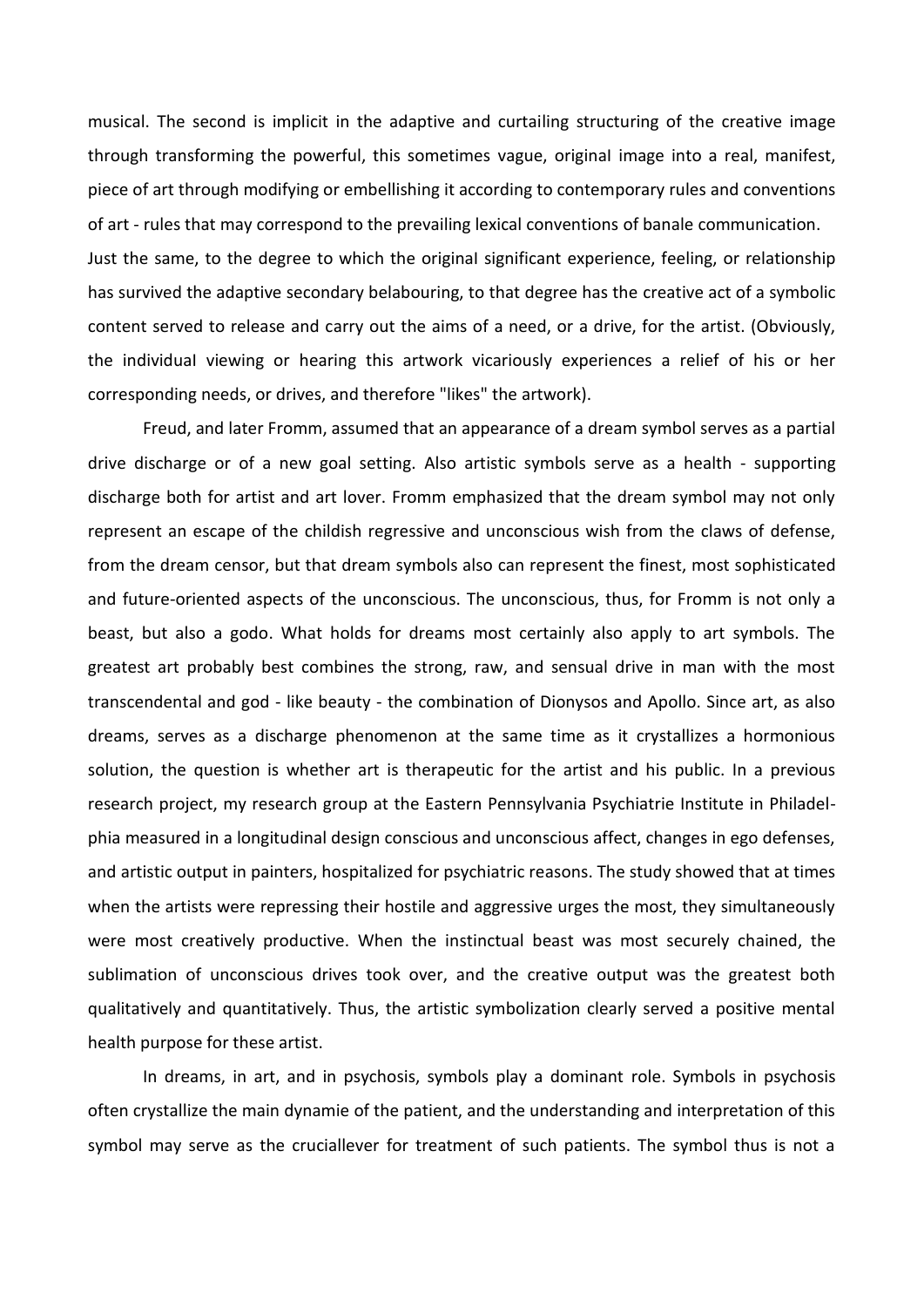musical. The second is implicit in the adaptive and curtailing structuring of the creative image through transforming the powerful, this sometimes vague, original image into a real, manifest, piece of art through modifying or embellishing it according to contemporary rules and conventions of art - rules that may correspond to the prevailing lexical conventions of banale communication. Just the same, to the degree to which the original significant experience, feeling, or relationship has survived the adaptive secondary belabouring, to that degree has the creative act of a symbolic content served to release and carry out the aims of a need, or a drive, for the artist. (Obviously, the individual viewing or hearing this artwork vicariously experiences a relief of his or her corresponding needs, or drives, and therefore "likes" the artwork).

Freud, and later Fromm, assumed that an appearance of a dream symbol serves as a partial drive discharge or of a new goal setting. Also artistic symbols serve as a health - supporting discharge both for artist and art lover. Fromm emphasized that the dream symbol may not only represent an escape of the childish regressive and unconscious wish from the claws of defense, from the dream censor, but that dream symbols also can represent the finest, most sophisticated and future-oriented aspects of the unconscious. The unconscious, thus, for Fromm is not only a beast, but also a godo. What holds for dreams most certainly also apply to art symbols. The greatest art probably best combines the strong, raw, and sensual drive in man with the most transcendental and god - like beauty - the combination of Dionysos and Apollo. Since art, as also dreams, serves as a discharge phenomenon at the same time as it crystallizes a hormonious solution, the question is whether art is therapeutic for the artist and his public. In a previous research project, my research group at the Eastern Pennsylvania Psychiatrie Institute in Philadelphia measured in a longitudinal design conscious and unconscious affect, changes in ego defenses, and artistic output in painters, hospitalized for psychiatric reasons. The study showed that at times when the artists were repressing their hostile and aggressive urges the most, they simultaneously were most creatively productive. When the instinctual beast was most securely chained, the sublimation of unconscious drives took over, and the creative output was the greatest both qualitatively and quantitatively. Thus, the artistic symbolization clearly served a positive mental health purpose for these artist.

In dreams, in art, and in psychosis, symbols play a dominant role. Symbols in psychosis often crystallize the main dynamie of the patient, and the understanding and interpretation of this symbol may serve as the cruciallever for treatment of such patients. The symbol thus is not a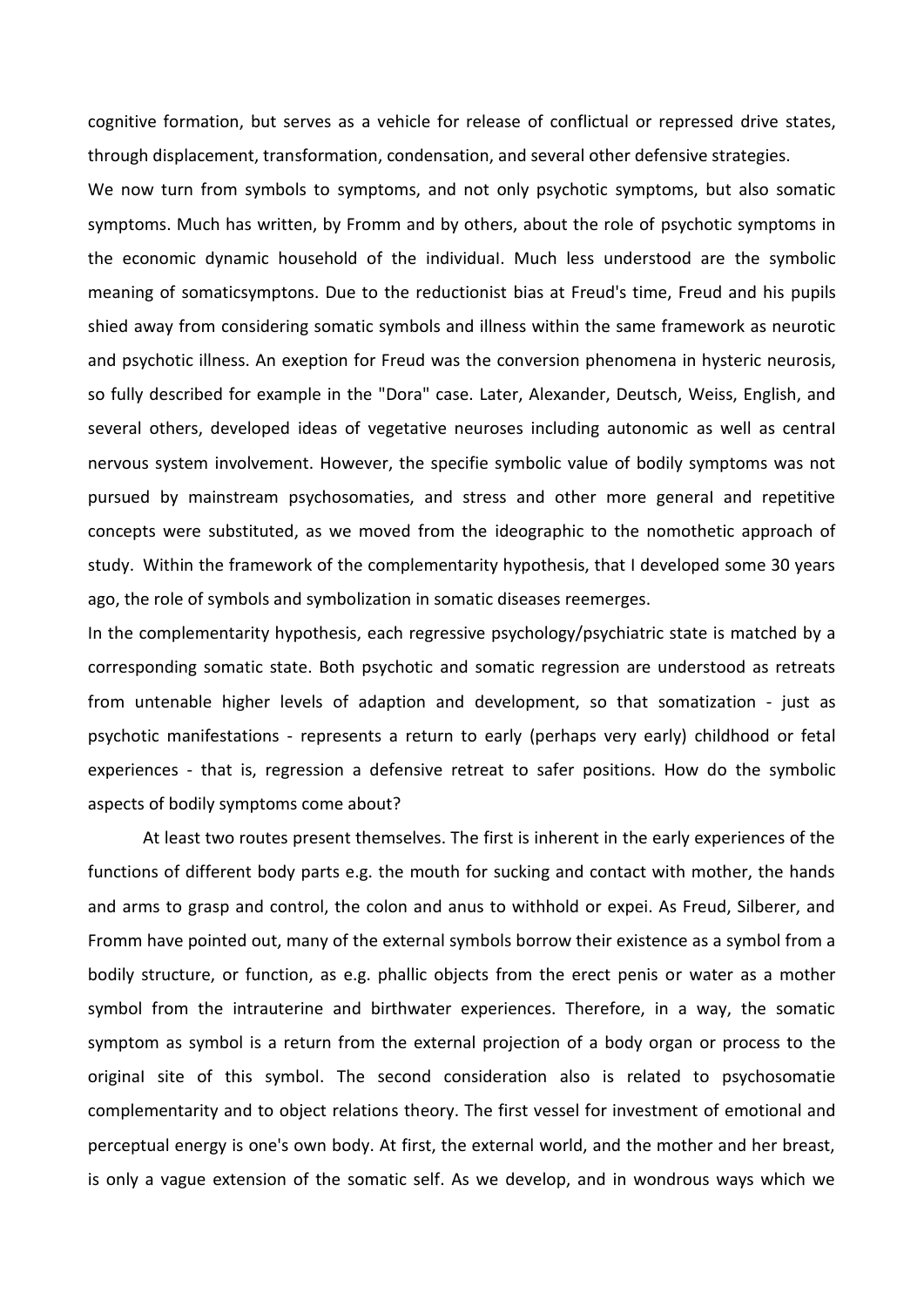cognitive formation, but serves as a vehicle for release of conflictual or repressed drive states, through displacement, transformation, condensation, and several other defensive strategies.

We now turn from symbols to symptoms, and not only psychotic symptoms, but also somatic symptoms. Much has written, by Fromm and by others, about the role of psychotic symptoms in the economic dynamic household of the individual. Much less understood are the symbolic meaning of somaticsymptons. Due to the reductionist bias at Freud's time, Freud and his pupils shied away from considering somatic symbols and illness within the same framework as neurotic and psychotic illness. An exeption for Freud was the conversion phenomena in hysteric neurosis, so fully described for example in the "Dora" case. Later, Alexander, Deutsch, Weiss, English, and several others, developed ideas of vegetative neuroses including autonomic as well as central nervous system involvement. However, the specifie symbolic value of bodily symptoms was not pursued by mainstream psychosomaties, and stress and other more general and repetitive concepts were substituted, as we moved from the ideographic to the nomothetic approach of study. Within the framework of the complementarity hypothesis, that I developed some 30 years ago, the role of symbols and symbolization in somatic diseases reemerges.

In the complementarity hypothesis, each regressive psychology/psychiatric state is matched by a corresponding somatic state. Both psychotic and somatic regression are understood as retreats from untenable higher levels of adaption and development, so that somatization - just as psychotic manifestations - represents a return to early (perhaps very early) childhood or fetal experiences - that is, regression a defensive retreat to safer positions. How do the symbolic aspects of bodily symptoms come about?

At least two routes present themselves. The first is inherent in the early experiences of the functions of different body parts e.g. the mouth for sucking and contact with mother, the hands and arms to grasp and control, the colon and anus to withhold or expei. As Freud, Silberer, and Fromm have pointed out, many of the external symbols borrow their existence as a symbol from a bodily structure, or function, as e.g. phallic objects from the erect penis or water as a mother symbol from the intrauterine and birthwater experiences. Therefore, in a way, the somatic symptom as symbol is a return from the external projection of a body organ or process to the original site of this symbol. The second consideration also is related to psychosomatie complementarity and to object relations theory. The first vessel for investment of emotional and perceptual energy is one's own body. At first, the external world, and the mother and her breast, is only a vague extension of the somatic self. As we develop, and in wondrous ways which we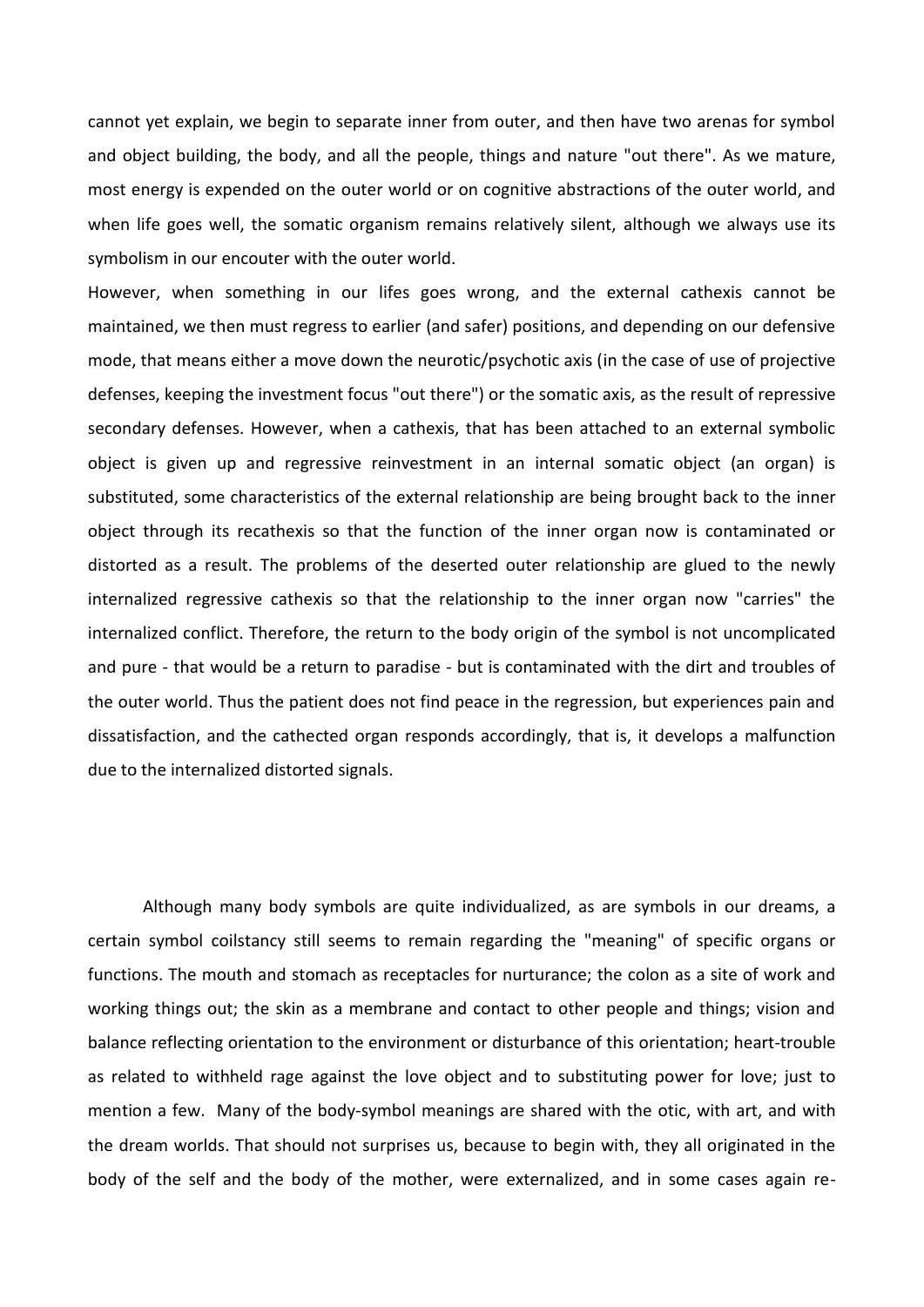cannot yet explain, we begin to separate inner from outer, and then have two arenas for symbol and object building, the body, and all the people, things and nature "out there". As we mature, most energy is expended on the outer world or on cognitive abstractions of the outer world, and when life goes well, the somatic organism remains relatively silent, although we always use its symbolism in our encouter with the outer world.

However, when something in our lifes goes wrong, and the external cathexis cannot be maintained, we then must regress to earlier (and safer) positions, and depending on our defensive mode, that means either a move down the neurotic/psychotic axis (in the case of use of projective defenses, keeping the investment focus "out there") or the somatic axis, as the result of repressive secondary defenses. However, when a cathexis, that has been attached to an external symbolic object is given up and regressive reinvestment in an internal somatic object (an organ) is substituted, some characteristics of the external relationship are being brought back to the inner object through its recathexis so that the function of the inner organ now is contaminated or distorted as a result. The problems of the deserted outer relationship are glued to the newly internalized regressive cathexis so that the relationship to the inner organ now "carries" the internalized conflict. Therefore, the return to the body origin of the symbol is not uncomplicated and pure - that would be a return to paradise - but is contaminated with the dirt and troubles of the outer world. Thus the patient does not find peace in the regression, but experiences pain and dissatisfaction, and the cathected organ responds accordingly, that is, it develops a malfunction due to the internalized distorted signals.

Although many body symbols are quite individualized, as are symbols in our dreams, a certain symbol coilstancy still seems to remain regarding the "meaning" of specific organs or functions. The mouth and stomach as receptacles for nurturance; the colon as a site of work and working things out; the skin as a membrane and contact to other people and things; vision and balance reflecting orientation to the environment or disturbance of this orientation; heart-trouble as related to withheld rage against the love object and to substituting power for love; just to mention a few. Many of the body-symbol meanings are shared with the otic, with art, and with the dream worlds. That should not surprises us, because to begin with, they all originated in the body of the self and the body of the mother, were externalized, and in some cases again re-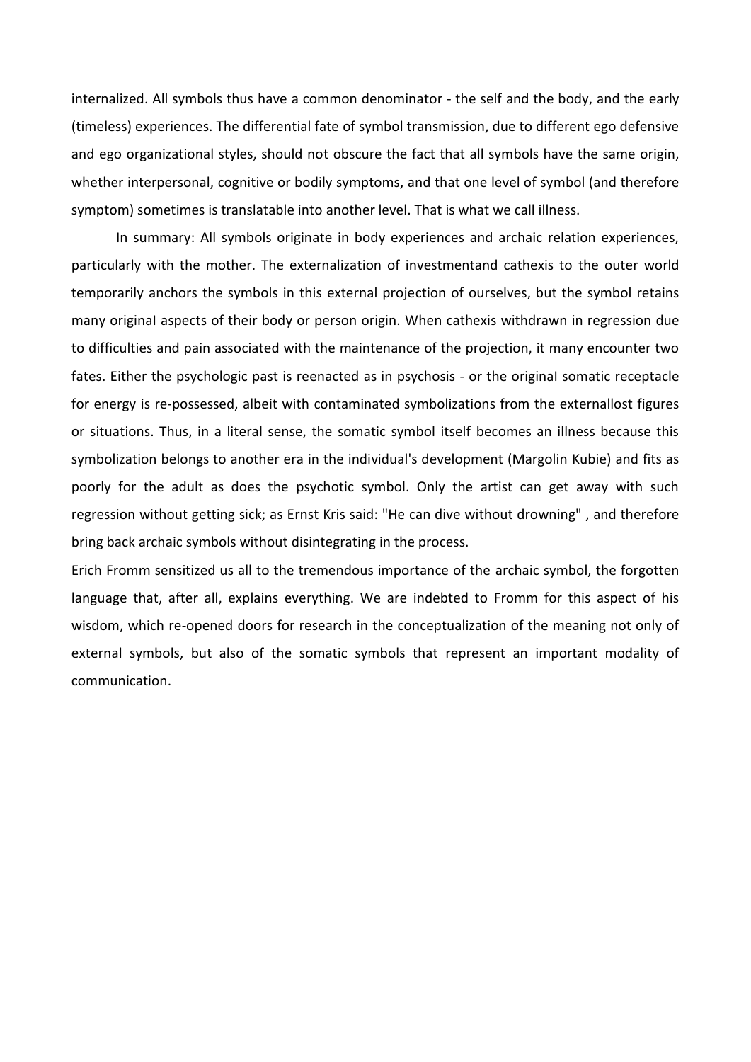internalized. All symbols thus have a common denominator - the self and the body, and the early (timeless) experiences. The differential fate of symbol transmission, due to different ego defensive and ego organizational styles, should not obscure the fact that all symbols have the same origin, whether interpersonal, cognitive or bodily symptoms, and that one level of symbol (and therefore symptom) sometimes is translatable into another level. That is what we call illness.

In summary: All symbols originate in body experiences and archaic relation experiences, particularly with the mother. The externalization of investmentand cathexis to the outer world temporarily anchors the symbols in this external projection of ourselves, but the symbol retains many originaI aspects of their body or person origin. When cathexis withdrawn in regression due to difficulties and pain associated with the maintenance of the projection, it many encounter two fates. Either the psychologic past is reenacted as in psychosis - or the originaI somatic receptacle for energy is re-possessed, albeit with contaminated symbolizations from the externallost figures or situations. Thus, in a literal sense, the somatic symbol itself becomes an illness because this symbolization belongs to another era in the individual's development (Margolin Kubie) and fits as poorly for the adult as does the psychotic symbol. Only the artist can get away with such regression without getting sick; as Ernst Kris said: "He can dive without drowning" , and therefore bring back archaic symbols without disintegrating in the process.

Erich Fromm sensitized us all to the tremendous importance of the archaic symbol, the forgotten language that, after all, explains everything. We are indebted to Fromm for this aspect of his wisdom, which re-opened doors for research in the conceptualization of the meaning not only of external symbols, but also of the somatic symbols that represent an important modality of communication.